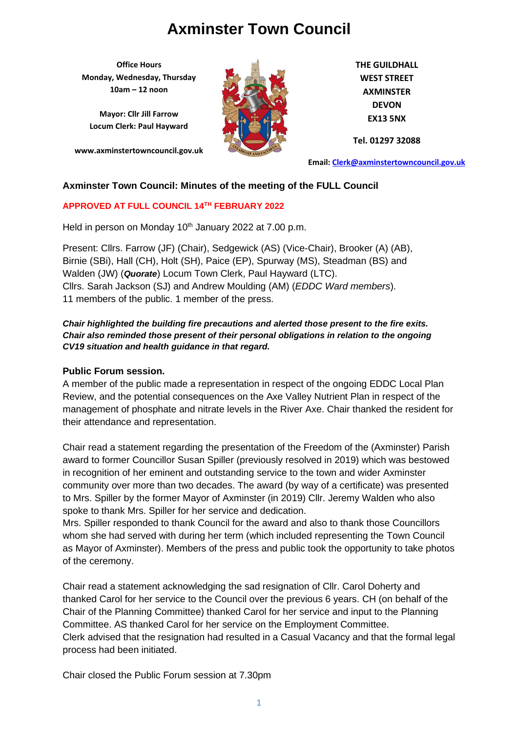# Axminster Town Council

**Office Hours**
**Monday, Wednesday, Thursday**
**10am – 12 noon**

**Mayor: Cllr Jill Farrow**
**Locum Clerk: Paul Hayward**

**www.axminstertowncouncil.gov.uk**

**THE GUILDHALL**
**WEST STREET**
**AXMINSTER**
**DEVON**
**EX13 5NX**

**Tel. 01297 32088**

**Email: Clerk@axminstertowncouncil.gov.uk**

## Axminster Town Council: Minutes of the meeting of the FULL Council

**APPROVED AT FULL COUNCIL 14TH FEBRUARY 2022**

Held in person on Monday 10th January 2022 at 7.00 p.m.

Present: Cllrs. Farrow (JF) (Chair), Sedgewick (AS) (Vice-Chair), Brooker (A) (AB), Birnie (SBi), Hall (CH), Holt (SH), Paice (EP), Spurway (MS), Steadman (BS) and Walden (JW) (***Quorate***) Locum Town Clerk, Paul Hayward (LTC).
Cllrs. Sarah Jackson (SJ) and Andrew Moulding (AM) (*EDDC Ward members*).
11 members of the public. 1 member of the press.

***Chair highlighted the building fire precautions and alerted those present to the fire exits. Chair also reminded those present of their personal obligations in relation to the ongoing CV19 situation and health guidance in that regard.***

**Public Forum session.**

A member of the public made a representation in respect of the ongoing EDDC Local Plan Review, and the potential consequences on the Axe Valley Nutrient Plan in respect of the management of phosphate and nitrate levels in the River Axe. Chair thanked the resident for their attendance and representation.

Chair read a statement regarding the presentation of the Freedom of the (Axminster) Parish award to former Councillor Susan Spiller (previously resolved in 2019) which was bestowed in recognition of her eminent and outstanding service to the town and wider Axminster community over more than two decades. The award (by way of a certificate) was presented to Mrs. Spiller by the former Mayor of Axminster (in 2019) Cllr. Jeremy Walden who also spoke to thank Mrs. Spiller for her service and dedication.
Mrs. Spiller responded to thank Council for the award and also to thank those Councillors whom she had served with during her term (which included representing the Town Council as Mayor of Axminster). Members of the press and public took the opportunity to take photos of the ceremony.

Chair read a statement acknowledging the sad resignation of Cllr. Carol Doherty and thanked Carol for her service to the Council over the previous 6 years. CH (on behalf of the Chair of the Planning Committee) thanked Carol for her service and input to the Planning Committee. AS thanked Carol for her service on the Employment Committee.
Clerk advised that the resignation had resulted in a Casual Vacancy and that the formal legal process had been initiated.

Chair closed the Public Forum session at 7.30pm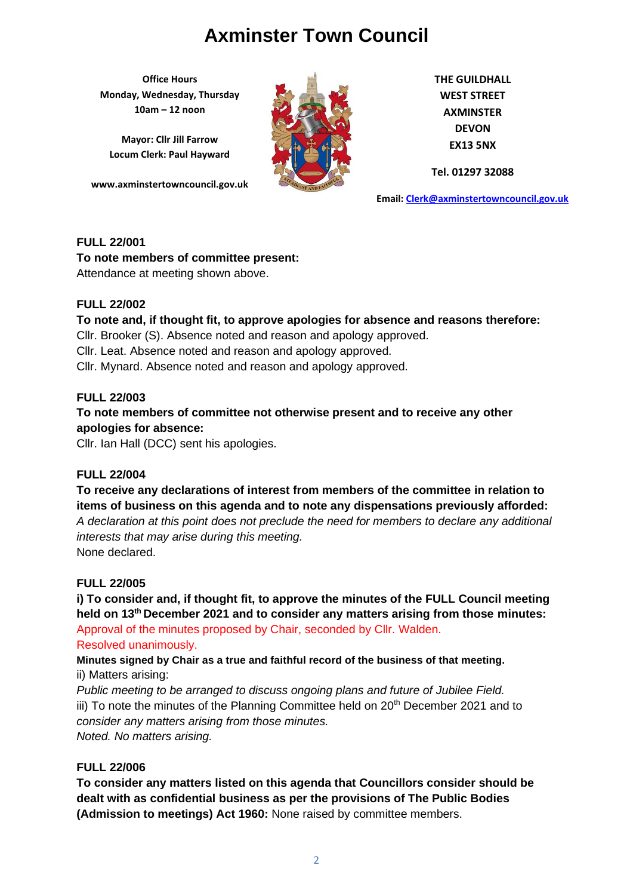# Axminster Town Council

**Office Hours**
**Monday, Wednesday, Thursday**
**10am – 12 noon**

**Mayor: Cllr Jill Farrow**
**Locum Clerk: Paul Hayward**

**www.axminstertowncouncil.gov.uk**

**THE GUILDHALL**
**WEST STREET**
**AXMINSTER**
**DEVON**
**EX13 5NX**

**Tel. 01297 32088**

**Email: Clerk@axminstertowncouncil.gov.uk**

**FULL 22/001**
**To note members of committee present:**
Attendance at meeting shown above.

**FULL 22/002**
**To note and, if thought fit, to approve apologies for absence and reasons therefore:**
Cllr. Brooker (S). Absence noted and reason and apology approved.
Cllr. Leat. Absence noted and reason and apology approved.
Cllr. Mynard. Absence noted and reason and apology approved.

**FULL 22/003**
**To note members of committee not otherwise present and to receive any other apologies for absence:**
Cllr. Ian Hall (DCC) sent his apologies.

**FULL 22/004**
**To receive any declarations of interest from members of the committee in relation to items of business on this agenda and to note any dispensations previously afforded:**
*A declaration at this point does not preclude the need for members to declare any additional interests that may arise during this meeting.*
None declared.

**FULL 22/005**
**i) To consider and, if thought fit, to approve the minutes of the FULL Council meeting held on 13th December 2021 and to consider any matters arising from those minutes:**
Approval of the minutes proposed by Chair, seconded by Cllr. Walden.
Resolved unanimously.
**Minutes signed by Chair as a true and faithful record of the business of that meeting.**
ii) Matters arising:
*Public meeting to be arranged to discuss ongoing plans and future of Jubilee Field.*
iii) To note the minutes of the Planning Committee held on 20th December 2021 and to *consider any matters arising from those minutes.*
*Noted. No matters arising.*

**FULL 22/006**
**To consider any matters listed on this agenda that Councillors consider should be dealt with as confidential business as per the provisions of The Public Bodies (Admission to meetings) Act 1960:** None raised by committee members.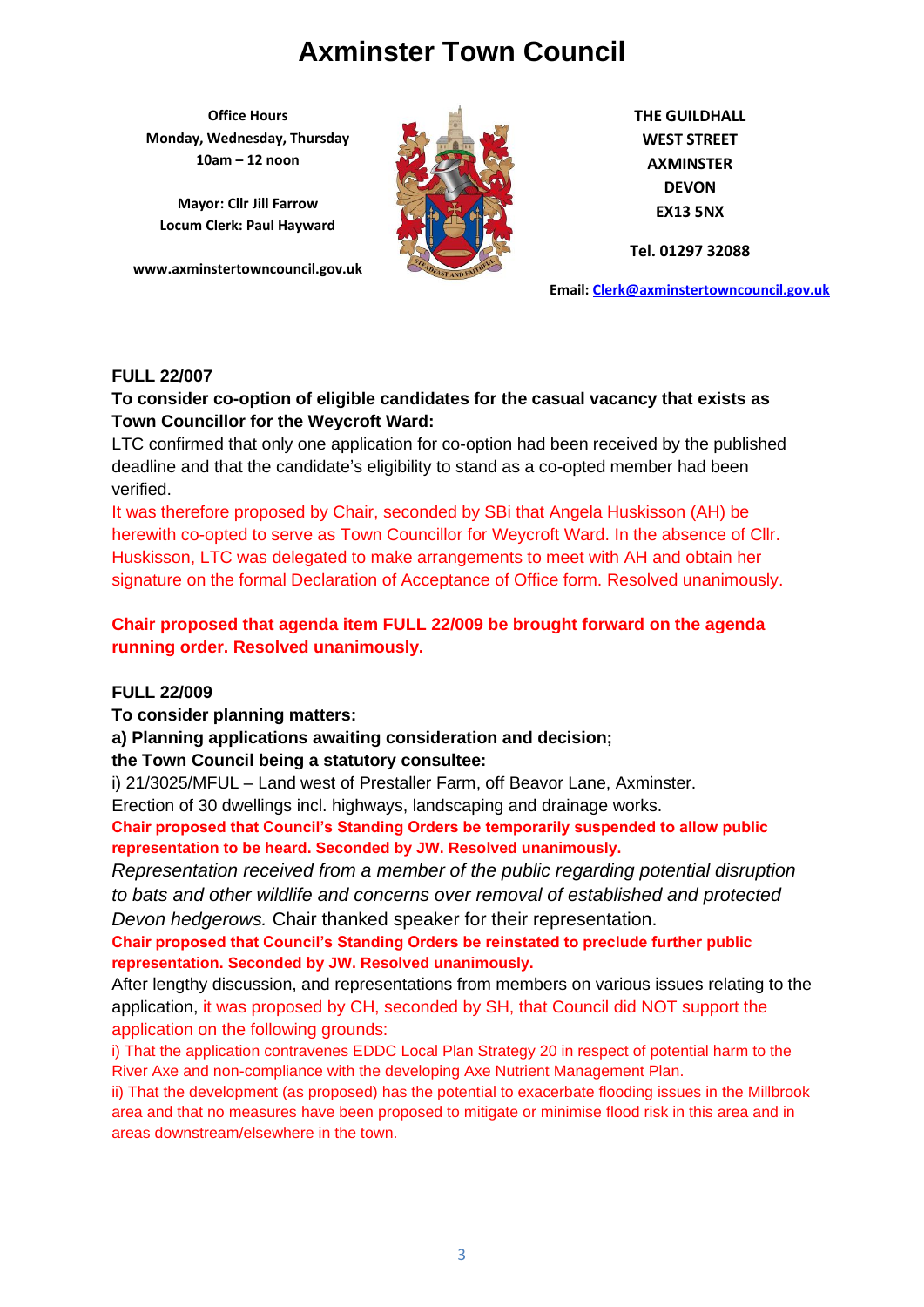# Axminster Town Council

**Office Hours**
**Monday, Wednesday, Thursday**
**10am – 12 noon**

**Mayor: Cllr Jill Farrow**
**Locum Clerk: Paul Hayward**

**www.axminstertowncouncil.gov.uk**

**THE GUILDHALL**
**WEST STREET**
**AXMINSTER**
**DEVON**
**EX13 5NX**

**Tel. 01297 32088**

**Email: Clerk@axminstertowncouncil.gov.uk**

**FULL 22/007**

**To consider co-option of eligible candidates for the casual vacancy that exists as Town Councillor for the Weycroft Ward:**

LTC confirmed that only one application for co-option had been received by the published deadline and that the candidate's eligibility to stand as a co-opted member had been verified.

It was therefore proposed by Chair, seconded by SBi that Angela Huskisson (AH) be herewith co-opted to serve as Town Councillor for Weycroft Ward. In the absence of Cllr. Huskisson, LTC was delegated to make arrangements to meet with AH and obtain her signature on the formal Declaration of Acceptance of Office form. Resolved unanimously.

**Chair proposed that agenda item FULL 22/009 be brought forward on the agenda running order. Resolved unanimously.**

**FULL 22/009**

**To consider planning matters:**

**a) Planning applications awaiting consideration and decision; the Town Council being a statutory consultee:**

i) 21/3025/MFUL – Land west of Prestaller Farm, off Beavor Lane, Axminster. Erection of 30 dwellings incl. highways, landscaping and drainage works.

**Chair proposed that Council's Standing Orders be temporarily suspended to allow public representation to be heard. Seconded by JW. Resolved unanimously.**

*Representation received from a member of the public regarding potential disruption to bats and other wildlife and concerns over removal of established and protected Devon hedgerows.* Chair thanked speaker for their representation.

**Chair proposed that Council's Standing Orders be reinstated to preclude further public representation. Seconded by JW. Resolved unanimously.**

After lengthy discussion, and representations from members on various issues relating to the application, it was proposed by CH, seconded by SH, that Council did NOT support the application on the following grounds:

i) That the application contravenes EDDC Local Plan Strategy 20 in respect of potential harm to the River Axe and non-compliance with the developing Axe Nutrient Management Plan.

ii) That the development (as proposed) has the potential to exacerbate flooding issues in the Millbrook area and that no measures have been proposed to mitigate or minimise flood risk in this area and in areas downstream/elsewhere in the town.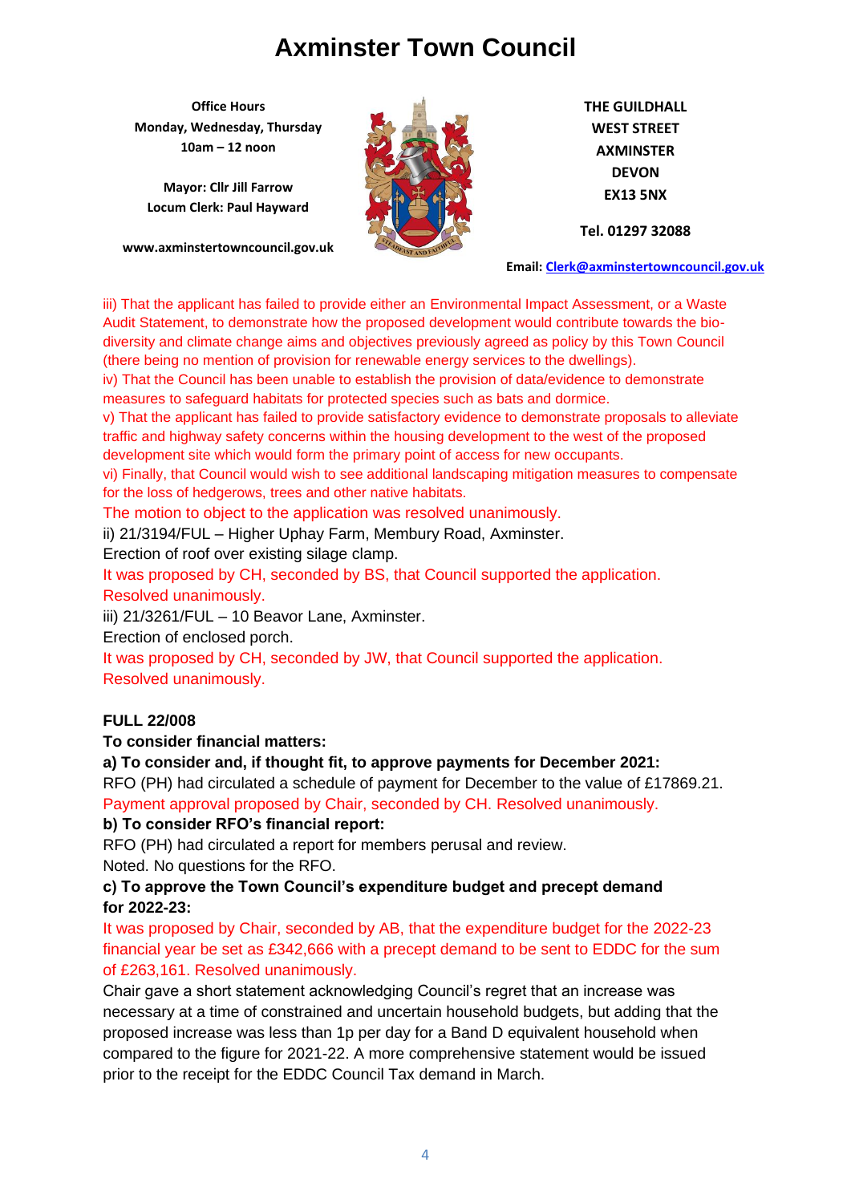iii) That the applicant has failed to provide either an Environmental Impact Assessment, or a Waste Audit Statement, to demonstrate how the proposed development would contribute towards the bio-diversity and climate change aims and objectives previously agreed as policy by this Town Council (there being no mention of provision for renewable energy services to the dwellings).

iv) That the Council has been unable to establish the provision of data/evidence to demonstrate measures to safeguard habitats for protected species such as bats and dormice.

v) That the applicant has failed to provide satisfactory evidence to demonstrate proposals to alleviate traffic and highway safety concerns within the housing development to the west of the proposed development site which would form the primary point of access for new occupants.

vi) Finally, that Council would wish to see additional landscaping mitigation measures to compensate for the loss of hedgerows, trees and other native habitats.

The motion to object to the application was resolved unanimously.

ii) 21/3194/FUL – Higher Uphay Farm, Membury Road, Axminster.

Erection of roof over existing silage clamp.

It was proposed by CH, seconded by BS, that Council supported the application. Resolved unanimously.

iii) 21/3261/FUL – 10 Beavor Lane, Axminster.

Erection of enclosed porch.

It was proposed by CH, seconded by JW, that Council supported the application. Resolved unanimously.

**FULL 22/008**

**To consider financial matters:**

**a) To consider and, if thought fit, to approve payments for December 2021:**

RFO (PH) had circulated a schedule of payment for December to the value of £17869.21.

Payment approval proposed by Chair, seconded by CH. Resolved unanimously.

**b) To consider RFO's financial report:**

RFO (PH) had circulated a report for members perusal and review.

Noted. No questions for the RFO.

**c) To approve the Town Council's expenditure budget and precept demand for 2022-23:**

It was proposed by Chair, seconded by AB, that the expenditure budget for the 2022-23 financial year be set as £342,666 with a precept demand to be sent to EDDC for the sum of £263,161. Resolved unanimously.

Chair gave a short statement acknowledging Council's regret that an increase was necessary at a time of constrained and uncertain household budgets, but adding that the proposed increase was less than 1p per day for a Band D equivalent household when compared to the figure for 2021-22. A more comprehensive statement would be issued prior to the receipt for the EDDC Council Tax demand in March.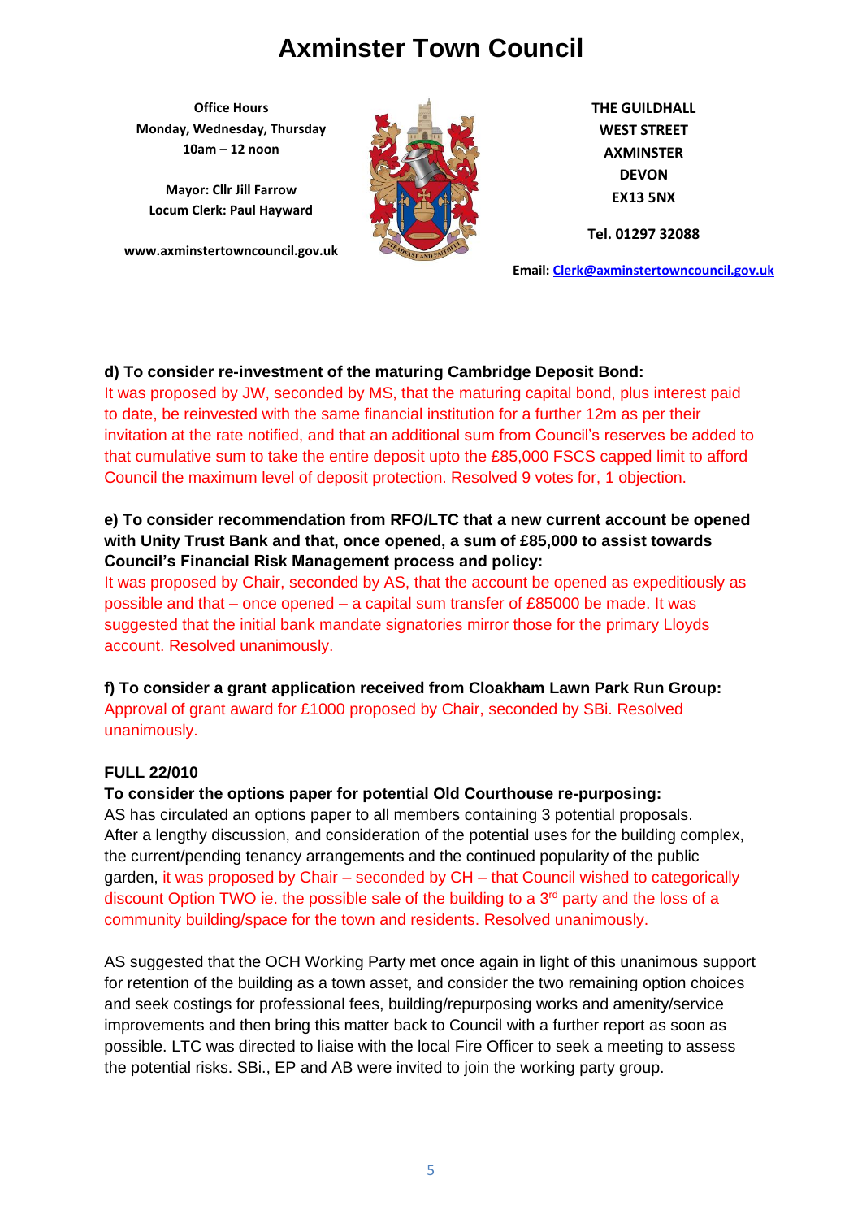**d) To consider re-investment of the maturing Cambridge Deposit Bond:**
It was proposed by JW, seconded by MS, that the maturing capital bond, plus interest paid to date, be reinvested with the same financial institution for a further 12m as per their invitation at the rate notified, and that an additional sum from Council's reserves be added to that cumulative sum to take the entire deposit upto the £85,000 FSCS capped limit to afford Council the maximum level of deposit protection. Resolved 9 votes for, 1 objection.

**e) To consider recommendation from RFO/LTC that a new current account be opened with Unity Trust Bank and that, once opened, a sum of £85,000 to assist towards Council's Financial Risk Management process and policy:**
It was proposed by Chair, seconded by AS, that the account be opened as expeditiously as possible and that – once opened – a capital sum transfer of £85000 be made. It was suggested that the initial bank mandate signatories mirror those for the primary Lloyds account. Resolved unanimously.

**f) To consider a grant application received from Cloakham Lawn Park Run Group:**
Approval of grant award for £1000 proposed by Chair, seconded by SBi. Resolved unanimously.

**FULL 22/010**

**To consider the options paper for potential Old Courthouse re-purposing:**
AS has circulated an options paper to all members containing 3 potential proposals. After a lengthy discussion, and consideration of the potential uses for the building complex, the current/pending tenancy arrangements and the continued popularity of the public garden, it was proposed by Chair – seconded by CH – that Council wished to categorically discount Option TWO ie. the possible sale of the building to a 3rd party and the loss of a community building/space for the town and residents. Resolved unanimously.

AS suggested that the OCH Working Party met once again in light of this unanimous support for retention of the building as a town asset, and consider the two remaining option choices and seek costings for professional fees, building/repurposing works and amenity/service improvements and then bring this matter back to Council with a further report as soon as possible. LTC was directed to liaise with the local Fire Officer to seek a meeting to assess the potential risks. SBi., EP and AB were invited to join the working party group.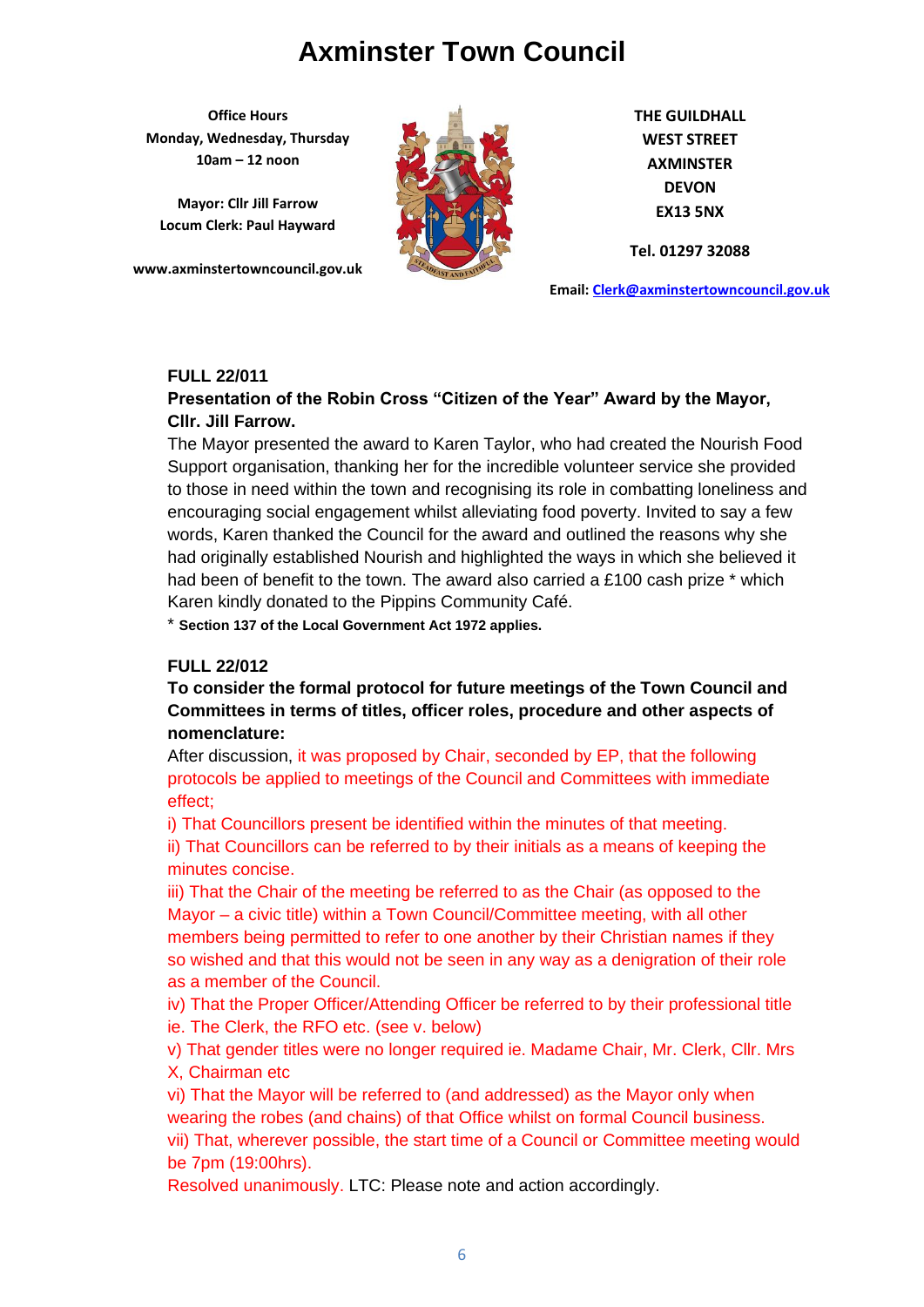# Axminster Town Council

**Office Hours**
**Monday, Wednesday, Thursday**
**10am – 12 noon**

**Mayor: Cllr Jill Farrow**
**Locum Clerk: Paul Hayward**

**www.axminstertowncouncil.gov.uk**

**THE GUILDHALL**
**WEST STREET**
**AXMINSTER**
**DEVON**
**EX13 5NX**

**Tel. 01297 32088**

**Email: Clerk@axminstertowncouncil.gov.uk**

**FULL 22/011**

**Presentation of the Robin Cross "Citizen of the Year" Award by the Mayor, Cllr. Jill Farrow.**

The Mayor presented the award to Karen Taylor, who had created the Nourish Food Support organisation, thanking her for the incredible volunteer service she provided to those in need within the town and recognising its role in combatting loneliness and encouraging social engagement whilst alleviating food poverty. Invited to say a few words, Karen thanked the Council for the award and outlined the reasons why she had originally established Nourish and highlighted the ways in which she believed it had been of benefit to the town. The award also carried a £100 cash prize * which Karen kindly donated to the Pippins Community Café.

* **Section 137 of the Local Government Act 1972 applies.**

**FULL 22/012**

**To consider the formal protocol for future meetings of the Town Council and Committees in terms of titles, officer roles, procedure and other aspects of nomenclature:**

After discussion, it was proposed by Chair, seconded by EP, that the following protocols be applied to meetings of the Council and Committees with immediate effect;

i) That Councillors present be identified within the minutes of that meeting.

ii) That Councillors can be referred to by their initials as a means of keeping the minutes concise.

iii) That the Chair of the meeting be referred to as the Chair (as opposed to the Mayor – a civic title) within a Town Council/Committee meeting, with all other members being permitted to refer to one another by their Christian names if they so wished and that this would not be seen in any way as a denigration of their role as a member of the Council.

iv) That the Proper Officer/Attending Officer be referred to by their professional title ie. The Clerk, the RFO etc. (see v. below)

v) That gender titles were no longer required ie. Madame Chair, Mr. Clerk, Cllr. Mrs X, Chairman etc

vi) That the Mayor will be referred to (and addressed) as the Mayor only when wearing the robes (and chains) of that Office whilst on formal Council business.

vii) That, wherever possible, the start time of a Council or Committee meeting would be 7pm (19:00hrs).

Resolved unanimously. LTC: Please note and action accordingly.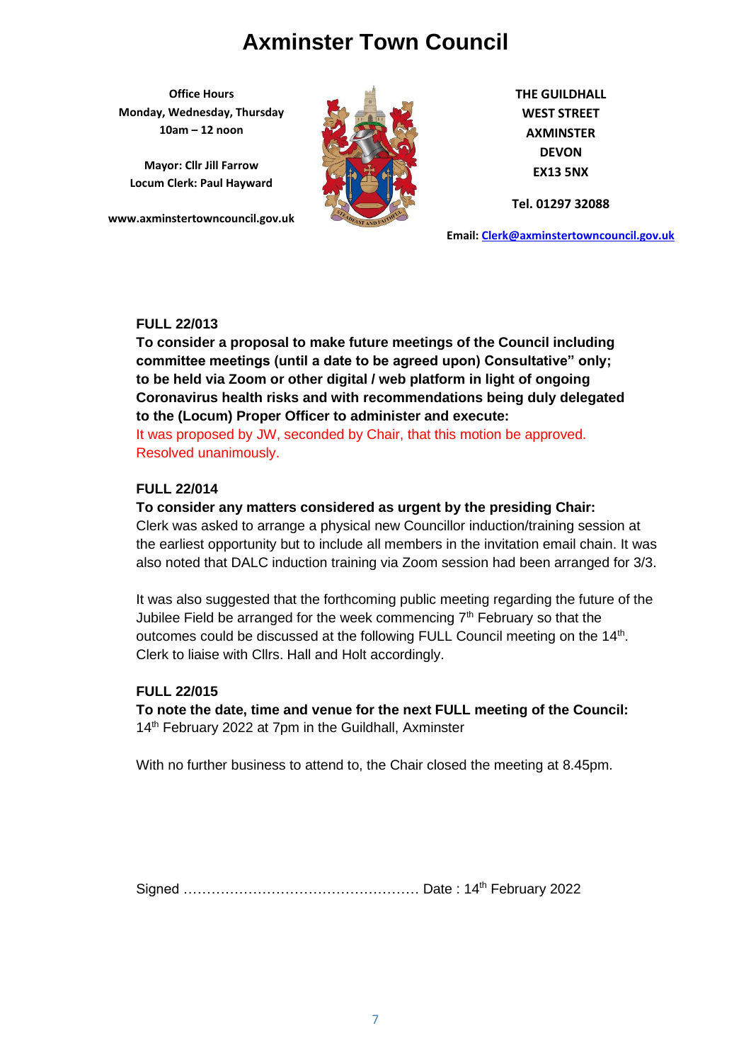# Axminster Town Council

**Office Hours**
**Monday, Wednesday, Thursday**
**10am – 12 noon**

**Mayor: Cllr Jill Farrow**
**Locum Clerk: Paul Hayward**

**www.axminstertowncouncil.gov.uk**

**THE GUILDHALL**
**WEST STREET**
**AXMINSTER**
**DEVON**
**EX13 5NX**

**Tel. 01297 32088**

**Email: Clerk@axminstertowncouncil.gov.uk**

**FULL 22/013**

**To consider a proposal to make future meetings of the Council including committee meetings (until a date to be agreed upon) Consultative" only; to be held via Zoom or other digital / web platform in light of ongoing Coronavirus health risks and with recommendations being duly delegated to the (Locum) Proper Officer to administer and execute:**

It was proposed by JW, seconded by Chair, that this motion be approved. Resolved unanimously.

**FULL 22/014**

**To consider any matters considered as urgent by the presiding Chair:**

Clerk was asked to arrange a physical new Councillor induction/training session at the earliest opportunity but to include all members in the invitation email chain. It was also noted that DALC induction training via Zoom session had been arranged for 3/3.

It was also suggested that the forthcoming public meeting regarding the future of the Jubilee Field be arranged for the week commencing 7th February so that the outcomes could be discussed at the following FULL Council meeting on the 14th. Clerk to liaise with Cllrs. Hall and Holt accordingly.

**FULL 22/015**

**To note the date, time and venue for the next FULL meeting of the Council:**

14th February 2022 at 7pm in the Guildhall, Axminster

With no further business to attend to, the Chair closed the meeting at 8.45pm.

Signed …………………………………………… Date : 14th February 2022